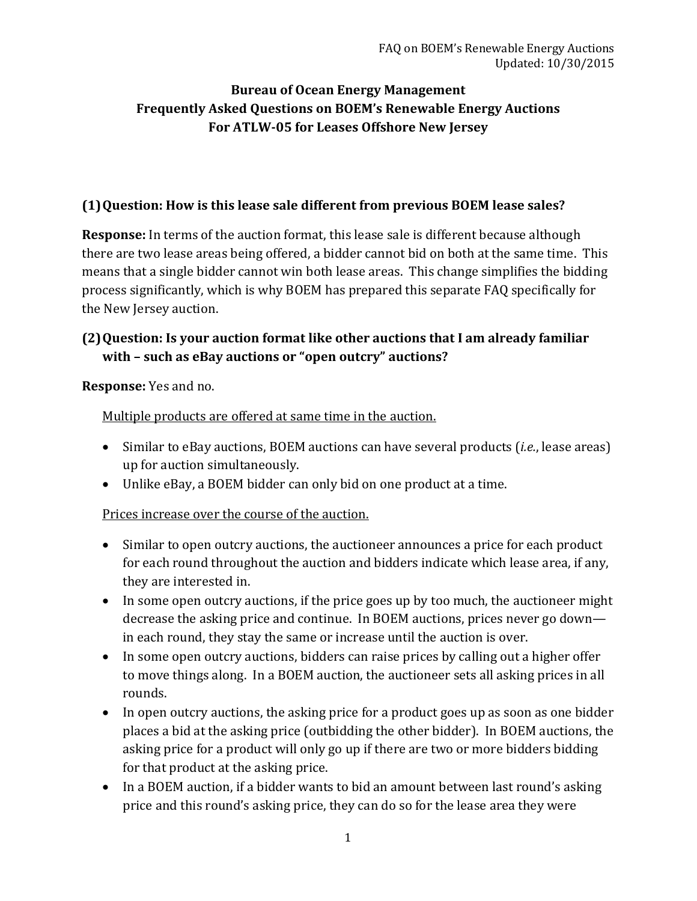# Bureau of Ocean Energy Management
# Frequently Asked Questions on BOEM's Renewable Energy Auctions
# For ATLW-05 for Leases Offshore New Jersey

## (1) Question: How is this lease sale different from previous BOEM lease sales?

**Response:** In terms of the auction format, this lease sale is different because although there are two lease areas being offered, a bidder cannot bid on both at the same time. This means that a single bidder cannot win both lease areas. This change simplifies the bidding process significantly, which is why BOEM has prepared this separate FAQ specifically for the New Jersey auction.

## (2) Question: Is your auction format like other auctions that I am already familiar with – such as eBay auctions or "open outcry" auctions?

**Response:** Yes and no.

<u>Multiple products are offered at same time in the auction.</u>

- Similar to eBay auctions, BOEM auctions can have several products (*i.e.*, lease areas) up for auction simultaneously.
- Unlike eBay, a BOEM bidder can only bid on one product at a time.

<u>Prices increase over the course of the auction.</u>

- Similar to open outcry auctions, the auctioneer announces a price for each product for each round throughout the auction and bidders indicate which lease area, if any, they are interested in.
- In some open outcry auctions, if the price goes up by too much, the auctioneer might decrease the asking price and continue. In BOEM auctions, prices never go down—in each round, they stay the same or increase until the auction is over.
- In some open outcry auctions, bidders can raise prices by calling out a higher offer to move things along. In a BOEM auction, the auctioneer sets all asking prices in all rounds.
- In open outcry auctions, the asking price for a product goes up as soon as one bidder places a bid at the asking price (outbidding the other bidder). In BOEM auctions, the asking price for a product will only go up if there are two or more bidders bidding for that product at the asking price.
- In a BOEM auction, if a bidder wants to bid an amount between last round's asking price and this round's asking price, they can do so for the lease area they were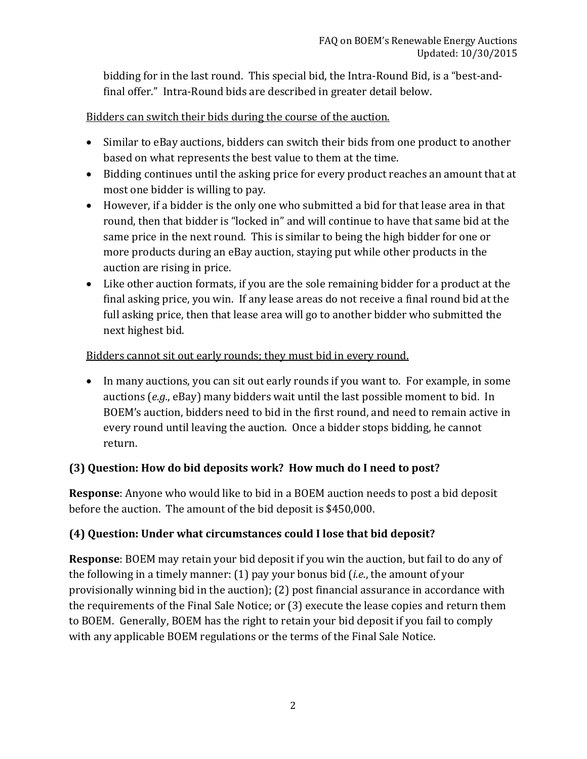bidding for in the last round. This special bid, the Intra-Round Bid, is a "best-and-final offer." Intra-Round bids are described in greater detail below.

<u>Bidders can switch their bids during the course of the auction.</u>

- Similar to eBay auctions, bidders can switch their bids from one product to another based on what represents the best value to them at the time.
- Bidding continues until the asking price for every product reaches an amount that at most one bidder is willing to pay.
- However, if a bidder is the only one who submitted a bid for that lease area in that round, then that bidder is "locked in" and will continue to have that same bid at the same price in the next round. This is similar to being the high bidder for one or more products during an eBay auction, staying put while other products in the auction are rising in price.
- Like other auction formats, if you are the sole remaining bidder for a product at the final asking price, you win. If any lease areas do not receive a final round bid at the full asking price, then that lease area will go to another bidder who submitted the next highest bid.

<u>Bidders cannot sit out early rounds; they must bid in every round.</u>

- In many auctions, you can sit out early rounds if you want to. For example, in some auctions (*e.g.*, eBay) many bidders wait until the last possible moment to bid. In BOEM's auction, bidders need to bid in the first round, and need to remain active in every round until leaving the auction. Once a bidder stops bidding, he cannot return.

**(3) Question: How do bid deposits work? How much do I need to post?**

**Response**: Anyone who would like to bid in a BOEM auction needs to post a bid deposit before the auction. The amount of the bid deposit is $450,000.

**(4) Question: Under what circumstances could I lose that bid deposit?**

**Response**: BOEM may retain your bid deposit if you win the auction, but fail to do any of the following in a timely manner: (1) pay your bonus bid (*i.e.*, the amount of your provisionally winning bid in the auction); (2) post financial assurance in accordance with the requirements of the Final Sale Notice; or (3) execute the lease copies and return them to BOEM. Generally, BOEM has the right to retain your bid deposit if you fail to comply with any applicable BOEM regulations or the terms of the Final Sale Notice.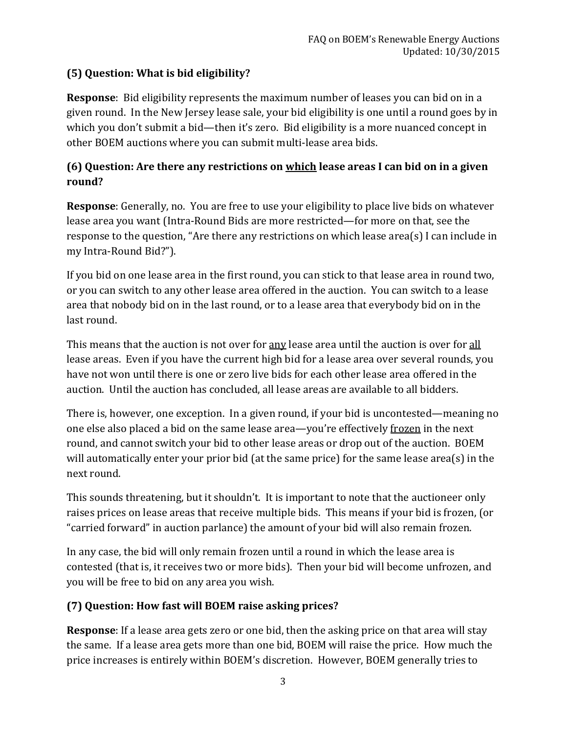### (5) Question: What is bid eligibility?

**Response**: Bid eligibility represents the maximum number of leases you can bid on in a given round. In the New Jersey lease sale, your bid eligibility is one until a round goes by in which you don't submit a bid—then it's zero. Bid eligibility is a more nuanced concept in other BOEM auctions where you can submit multi-lease area bids.

### (6) Question: Are there any restrictions on <u>which</u> lease areas I can bid on in a given round?

**Response**: Generally, no. You are free to use your eligibility to place live bids on whatever lease area you want (Intra-Round Bids are more restricted—for more on that, see the response to the question, "Are there any restrictions on which lease area(s) I can include in my Intra-Round Bid?").

If you bid on one lease area in the first round, you can stick to that lease area in round two, or you can switch to any other lease area offered in the auction. You can switch to a lease area that nobody bid on in the last round, or to a lease area that everybody bid on in the last round.

This means that the auction is not over for <u>any</u> lease area until the auction is over for <u>all</u> lease areas. Even if you have the current high bid for a lease area over several rounds, you have not won until there is one or zero live bids for each other lease area offered in the auction. Until the auction has concluded, all lease areas are available to all bidders.

There is, however, one exception. In a given round, if your bid is uncontested—meaning no one else also placed a bid on the same lease area—you're effectively <u>frozen</u> in the next round, and cannot switch your bid to other lease areas or drop out of the auction. BOEM will automatically enter your prior bid (at the same price) for the same lease area(s) in the next round.

This sounds threatening, but it shouldn't. It is important to note that the auctioneer only raises prices on lease areas that receive multiple bids. This means if your bid is frozen, (or "carried forward" in auction parlance) the amount of your bid will also remain frozen.

In any case, the bid will only remain frozen until a round in which the lease area is contested (that is, it receives two or more bids). Then your bid will become unfrozen, and you will be free to bid on any area you wish.

### (7) Question: How fast will BOEM raise asking prices?

**Response**: If a lease area gets zero or one bid, then the asking price on that area will stay the same. If a lease area gets more than one bid, BOEM will raise the price. How much the price increases is entirely within BOEM's discretion. However, BOEM generally tries to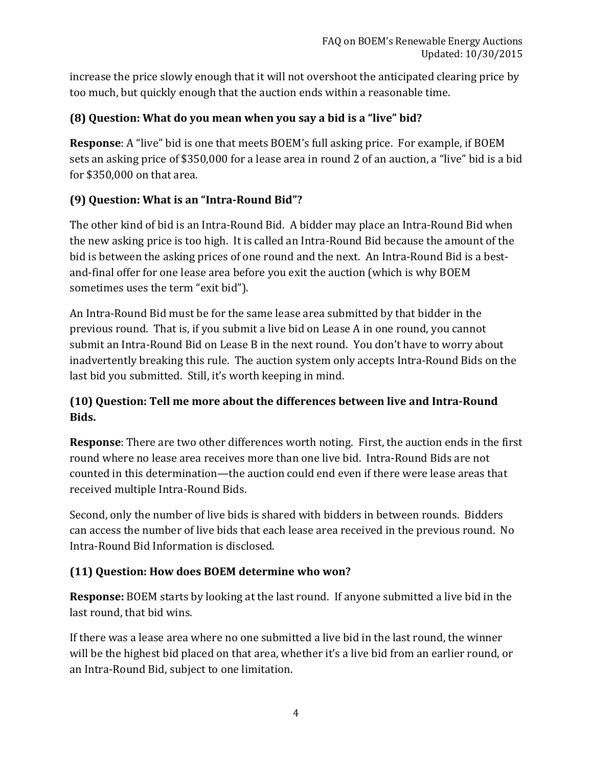increase the price slowly enough that it will not overshoot the anticipated clearing price by too much, but quickly enough that the auction ends within a reasonable time.

### (8) Question: What do you mean when you say a bid is a "live" bid?

**Response**: A "live" bid is one that meets BOEM's full asking price. For example, if BOEM sets an asking price of $350,000 for a lease area in round 2 of an auction, a "live" bid is a bid for $350,000 on that area.

### (9) Question: What is an "Intra-Round Bid"?

The other kind of bid is an Intra-Round Bid. A bidder may place an Intra-Round Bid when the new asking price is too high. It is called an Intra-Round Bid because the amount of the bid is between the asking prices of one round and the next. An Intra-Round Bid is a best-and-final offer for one lease area before you exit the auction (which is why BOEM sometimes uses the term "exit bid").

An Intra-Round Bid must be for the same lease area submitted by that bidder in the previous round. That is, if you submit a live bid on Lease A in one round, you cannot submit an Intra-Round Bid on Lease B in the next round. You don't have to worry about inadvertently breaking this rule. The auction system only accepts Intra-Round Bids on the last bid you submitted. Still, it's worth keeping in mind.

### (10) Question: Tell me more about the differences between live and Intra-Round Bids.

**Response**: There are two other differences worth noting. First, the auction ends in the first round where no lease area receives more than one live bid. Intra-Round Bids are not counted in this determination—the auction could end even if there were lease areas that received multiple Intra-Round Bids.

Second, only the number of live bids is shared with bidders in between rounds. Bidders can access the number of live bids that each lease area received in the previous round. No Intra-Round Bid Information is disclosed.

### (11) Question: How does BOEM determine who won?

**Response:** BOEM starts by looking at the last round. If anyone submitted a live bid in the last round, that bid wins.

If there was a lease area where no one submitted a live bid in the last round, the winner will be the highest bid placed on that area, whether it's a live bid from an earlier round, or an Intra-Round Bid, subject to one limitation.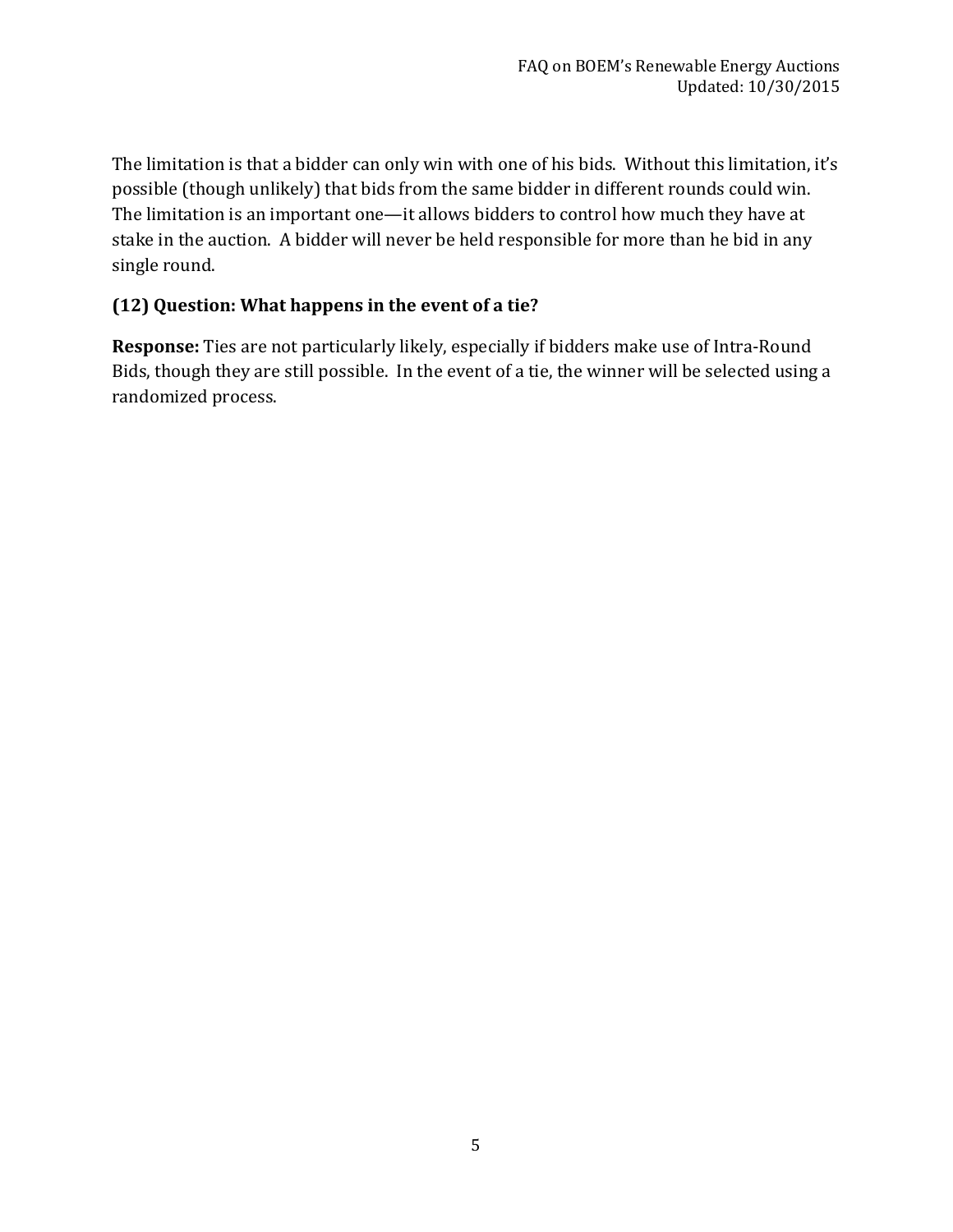The limitation is that a bidder can only win with one of his bids. Without this limitation, it's possible (though unlikely) that bids from the same bidder in different rounds could win. The limitation is an important one—it allows bidders to control how much they have at stake in the auction. A bidder will never be held responsible for more than he bid in any single round.

### (12) Question: What happens in the event of a tie?

**Response:** Ties are not particularly likely, especially if bidders make use of Intra-Round Bids, though they are still possible. In the event of a tie, the winner will be selected using a randomized process.